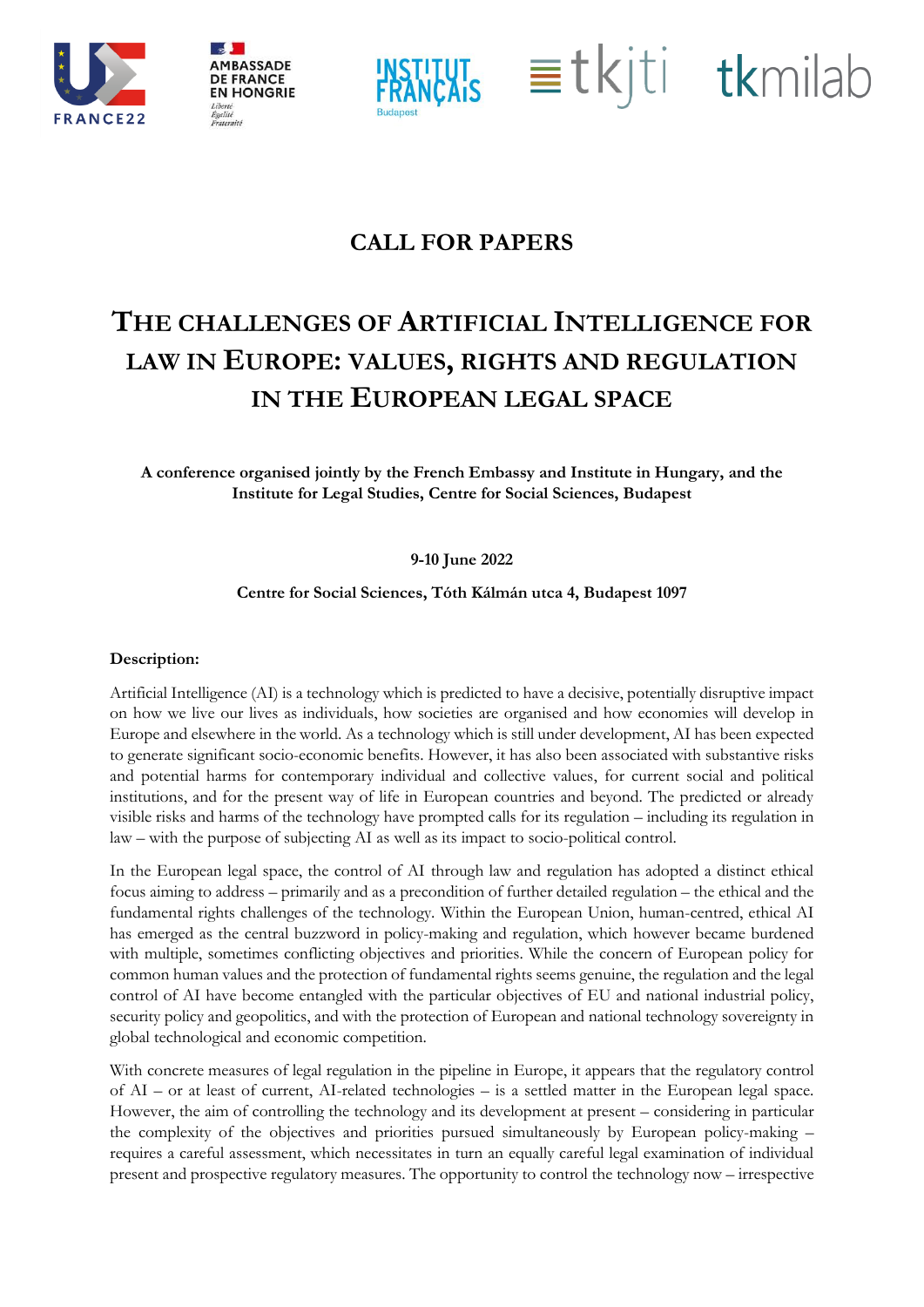# CALL FOR PAPERS

# THE CHALLENGES OF ARTIFICIAL INTELLIGENCE FOR LAW IN EUROPE: VALUES, RIGHTS AND REGULATION IN THE EUROPEAN LEGAL SPACE

**A conference organised jointly by the French Embassy and Institute in Hungary, and the Institute for Legal Studies, Centre for Social Sciences, Budapest**

**9-10 June 2022**

**Centre for Social Sciences, Tóth Kálmán utca 4, Budapest 1097**

**Description:**

Artificial Intelligence (AI) is a technology which is predicted to have a decisive, potentially disruptive impact on how we live our lives as individuals, how societies are organised and how economies will develop in Europe and elsewhere in the world. As a technology which is still under development, AI has been expected to generate significant socio-economic benefits. However, it has also been associated with substantive risks and potential harms for contemporary individual and collective values, for current social and political institutions, and for the present way of life in European countries and beyond. The predicted or already visible risks and harms of the technology have prompted calls for its regulation – including its regulation in law – with the purpose of subjecting AI as well as its impact to socio-political control.

In the European legal space, the control of AI through law and regulation has adopted a distinct ethical focus aiming to address – primarily and as a precondition of further detailed regulation – the ethical and the fundamental rights challenges of the technology. Within the European Union, human-centred, ethical AI has emerged as the central buzzword in policy-making and regulation, which however became burdened with multiple, sometimes conflicting objectives and priorities. While the concern of European policy for common human values and the protection of fundamental rights seems genuine, the regulation and the legal control of AI have become entangled with the particular objectives of EU and national industrial policy, security policy and geopolitics, and with the protection of European and national technology sovereignty in global technological and economic competition.

With concrete measures of legal regulation in the pipeline in Europe, it appears that the regulatory control of AI – or at least of current, AI-related technologies – is a settled matter in the European legal space. However, the aim of controlling the technology and its development at present – considering in particular the complexity of the objectives and priorities pursued simultaneously by European policy-making – requires a careful assessment, which necessitates in turn an equally careful legal examination of individual present and prospective regulatory measures. The opportunity to control the technology now – irrespective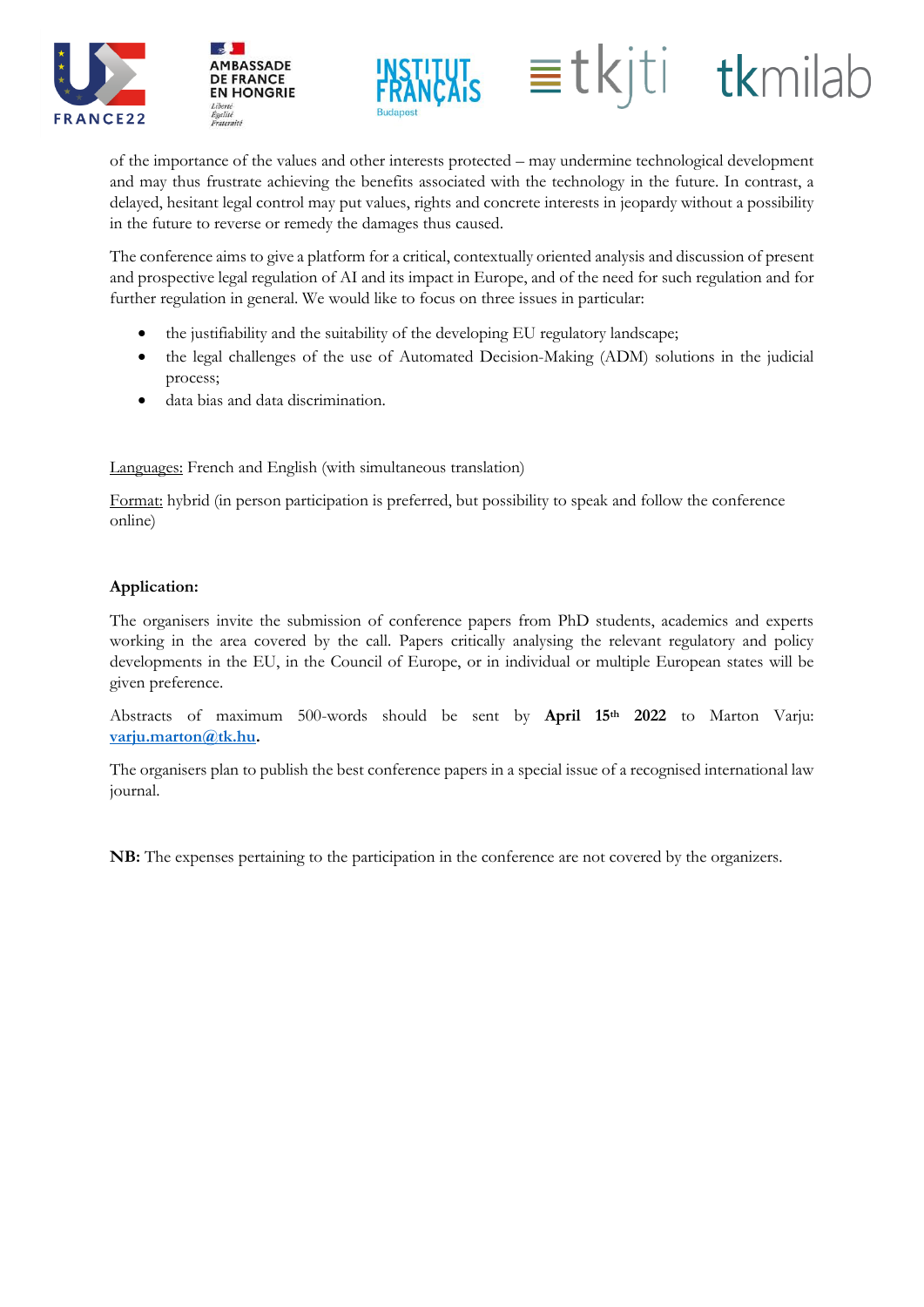of the importance of the values and other interests protected – may undermine technological development and may thus frustrate achieving the benefits associated with the technology in the future. In contrast, a delayed, hesitant legal control may put values, rights and concrete interests in jeopardy without a possibility in the future to reverse or remedy the damages thus caused.

The conference aims to give a platform for a critical, contextually oriented analysis and discussion of present and prospective legal regulation of AI and its impact in Europe, and of the need for such regulation and for further regulation in general. We would like to focus on three issues in particular:

- the justifiability and the suitability of the developing EU regulatory landscape;
- the legal challenges of the use of Automated Decision-Making (ADM) solutions in the judicial process;
- data bias and data discrimination.

Languages: French and English (with simultaneous translation)

Format: hybrid (in person participation is preferred, but possibility to speak and follow the conference online)

**Application:**

The organisers invite the submission of conference papers from PhD students, academics and experts working in the area covered by the call. Papers critically analysing the relevant regulatory and policy developments in the EU, in the Council of Europe, or in individual or multiple European states will be given preference.

Abstracts of maximum 500-words should be sent by **April 15th 2022** to Marton Varju: **varju.marton@tk.hu.**

The organisers plan to publish the best conference papers in a special issue of a recognised international law journal.

**NB:** The expenses pertaining to the participation in the conference are not covered by the organizers.